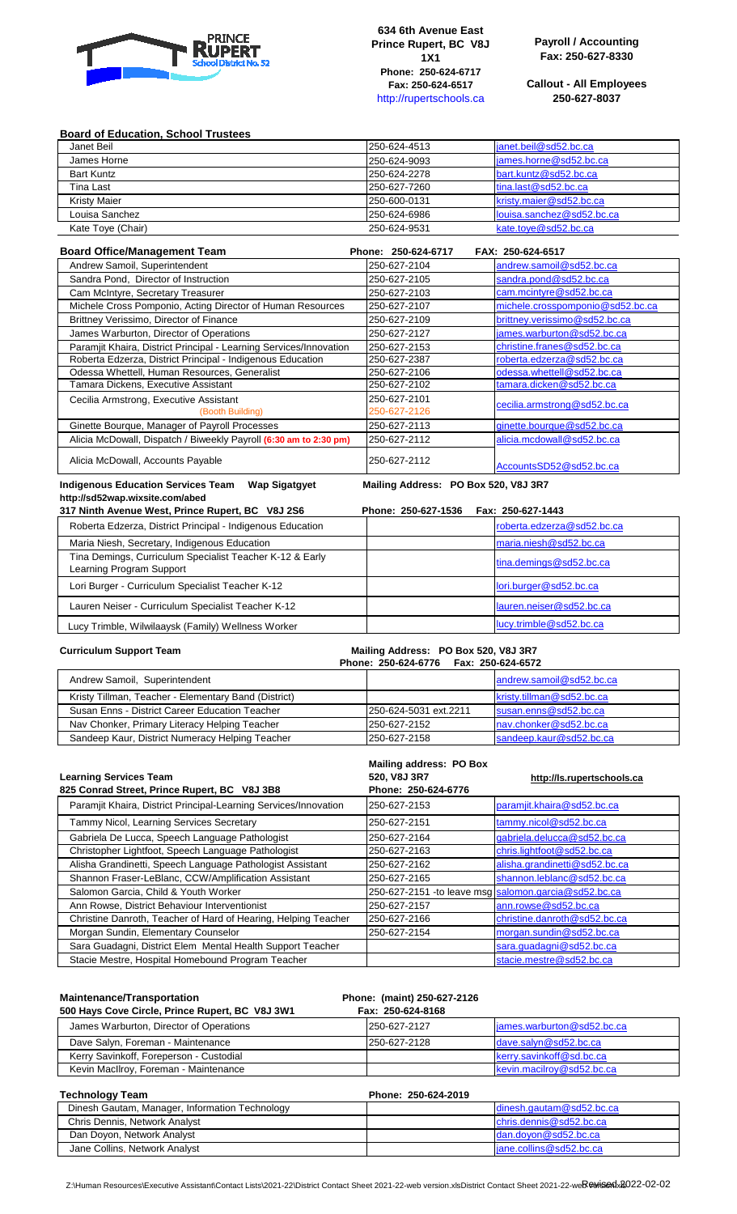634 6th Avenue East
Prince Rupert, BC V8J 1X1
Phone: 250-624-6717
Fax: 250-624-6517
http://rupertschools.ca

**Payroll / Accounting**
**Fax: 250-627-8330**

**Callout - All Employees**
**250-627-8037**

## Board of Education, School Trustees

| Name | Phone | Email |
| --- | --- | --- |
| Janet Beil | 250-624-4513 | janet.beil@sd52.bc.ca |
| James Horne | 250-624-9093 | james.horne@sd52.bc.ca |
| Bart Kuntz | 250-624-2278 | bart.kuntz@sd52.bc.ca |
| Tina Last | 250-627-7260 | tina.last@sd52.bc.ca |
| Kristy Maier | 250-600-0131 | kristy.maier@sd52.bc.ca |
| Louisa Sanchez | 250-624-6986 | louisa.sanchez@sd52.bc.ca |
| Kate Toye (Chair) | 250-624-9531 | kate.toye@sd52.bc.ca |

## Board Office/Management Team

Phone: 250-624-6717 FAX: 250-624-6517

| Name | Phone | Email |
| --- | --- | --- |
| Andrew Samoil, Superintendent | 250-627-2104 | andrew.samoil@sd52.bc.ca |
| Sandra Pond, Director of Instruction | 250-627-2105 | sandra.pond@sd52.bc.ca |
| Cam McIntyre, Secretary Treasurer | 250-627-2103 | cam.mcintyre@sd52.bc.ca |
| Michele Cross Pomponio, Acting Director of Human Resources | 250-627-2107 | michele.crosspomponio@sd52.bc.ca |
| Brittney Verissimo, Director of Finance | 250-627-2109 | brittney.verissimo@sd52.bc.ca |
| James Warburton, Director of Operations | 250-627-2127 | james.warburton@sd52.bc.ca |
| Paramjit Khaira, District Principal - Learning Services/Innovation | 250-627-2153 | christine.franes@sd52.bc.ca |
| Roberta Edzerza, District Principal - Indigenous Education | 250-627-2387 | roberta.edzerza@sd52.bc.ca |
| Odessa Whettell, Human Resources, Generalist | 250-627-2106 | odessa.whettell@sd52.bc.ca |
| Tamara Dickens, Executive Assistant | 250-627-2102 | tamara.dicken@sd52.bc.ca |
| Cecilia Armstrong, Executive Assistant (Booth Building) | 250-627-2101 250-627-2126 | cecilia.armstrong@sd52.bc.ca |
| Ginette Bourque, Manager of Payroll Processes | 250-627-2113 | ginette.bourque@sd52.bc.ca |
| Alicia McDowall, Dispatch / Biweekly Payroll (6:30 am to 2:30 pm) | 250-627-2112 | alicia.mcdowall@sd52.bc.ca |
| Alicia McDowall, Accounts Payable | 250-627-2112 | AccountsSD52@sd52.bc.ca |

## Indigenous Education Services Team Wap Sigatgyet

Mailing Address: PO Box 520, V8J 3R7
http://sd52wap.wixsite.com/abed
317 Ninth Avenue West, Prince Rupert, BC V8J 2S6
Phone: 250-627-1536 Fax: 250-627-1443

| Name | Phone | Email |
| --- | --- | --- |
| Roberta Edzerza, District Principal - Indigenous Education | | roberta.edzerza@sd52.bc.ca |
| Maria Niesh, Secretary, Indigenous Education | | maria.niesh@sd52.bc.ca |
| Tina Demings, Curriculum Specialist Teacher K-12 & Early Learning Program Support | | tina.demings@sd52.bc.ca |
| Lori Burger - Curriculum Specialist Teacher K-12 | | lori.burger@sd52.bc.ca |
| Lauren Neiser - Curriculum Specialist Teacher K-12 | | lauren.neiser@sd52.bc.ca |
| Lucy Trimble, Wilwilaaysk (Family) Wellness Worker | | lucy.trimble@sd52.bc.ca |

## Curriculum Support Team

Mailing Address: PO Box 520, V8J 3R7
Phone: 250-624-6776 Fax: 250-624-6572

| Name | Phone | Email |
| --- | --- | --- |
| Andrew Samoil, Superintendent | | andrew.samoil@sd52.bc.ca |
| Kristy Tillman, Teacher - Elementary Band (District) | | kristy.tillman@sd52.bc.ca |
| Susan Enns - District Career Education Teacher | 250-624-5031 ext.2211 | susan.enns@sd52.bc.ca |
| Nav Chonker, Primary Literacy Helping Teacher | 250-627-2152 | nav.chonker@sd52.bc.ca |
| Sandeep Kaur, District Numeracy Helping Teacher | 250-627-2158 | sandeep.kaur@sd52.bc.ca |

## Learning Services Team

825 Conrad Street, Prince Rupert, BC V8J 3B8
Mailing address: PO Box 520, V8J 3R7
Phone: 250-624-6776
http://ls.rupertschools.ca

| Name | Phone | Email |
| --- | --- | --- |
| Paramjit Khaira, District Principal-Learning Services/Innovation | 250-627-2153 | paramjit.khaira@sd52.bc.ca |
| Tammy Nicol, Learning Services Secretary | 250-627-2151 | tammy.nicol@sd52.bc.ca |
| Gabriela De Lucca, Speech Language Pathologist | 250-627-2164 | gabriela.delucca@sd52.bc.ca |
| Christopher Lightfoot, Speech Language Pathologist | 250-627-2163 | chris.lightfoot@sd52.bc.ca |
| Alisha Grandinetti, Speech Language Pathologist Assistant | 250-627-2162 | alisha.grandinetti@sd52.bc.ca |
| Shannon Fraser-LeBlanc, CCW/Amplification Assistant | 250-627-2165 | shannon.leblanc@sd52.bc.ca |
| Salomon Garcia, Child & Youth Worker | 250-627-2151 -to leave msg | salomon.garcia@sd52.bc.ca |
| Ann Rowse, District Behaviour Interventionist | 250-627-2157 | ann.rowse@sd52.bc.ca |
| Christine Danroth, Teacher of Hard of Hearing, Helping Teacher | 250-627-2166 | christine.danroth@sd52.bc.ca |
| Morgan Sundin, Elementary Counselor | 250-627-2154 | morgan.sundin@sd52.bc.ca |
| Sara Guadagni, District Elem Mental Health Support Teacher | | sara.guadagni@sd52.bc.ca |
| Stacie Mestre, Hospital Homebound Program Teacher | | stacie.mestre@sd52.bc.ca |

## Maintenance/Transportation

500 Hays Cove Circle, Prince Rupert, BC V8J 3W1
Phone: (maint) 250-627-2126
Fax: 250-624-8168

| Name | Phone | Email |
| --- | --- | --- |
| James Warburton, Director of Operations | 250-627-2127 | james.warburton@sd52.bc.ca |
| Dave Salyn, Foreman - Maintenance | 250-627-2128 | dave.salyn@sd52.bc.ca |
| Kerry Savinkoff, Foreperson - Custodial | | kerry.savinkoff@sd.bc.ca |
| Kevin MacIlroy, Foreman - Maintenance | | kevin.macilroy@sd52.bc.ca |

## Technology Team

Phone: 250-624-2019

| Name | Phone | Email |
| --- | --- | --- |
| Dinesh Gautam, Manager, Information Technology | | dinesh.gautam@sd52.bc.ca |
| Chris Dennis, Network Analyst | | chris.dennis@sd52.bc.ca |
| Dan Doyon, Network Analyst | | dan.doyon@sd52.bc.ca |
| Jane Collins, Network Analyst | | jane.collins@sd52.bc.ca |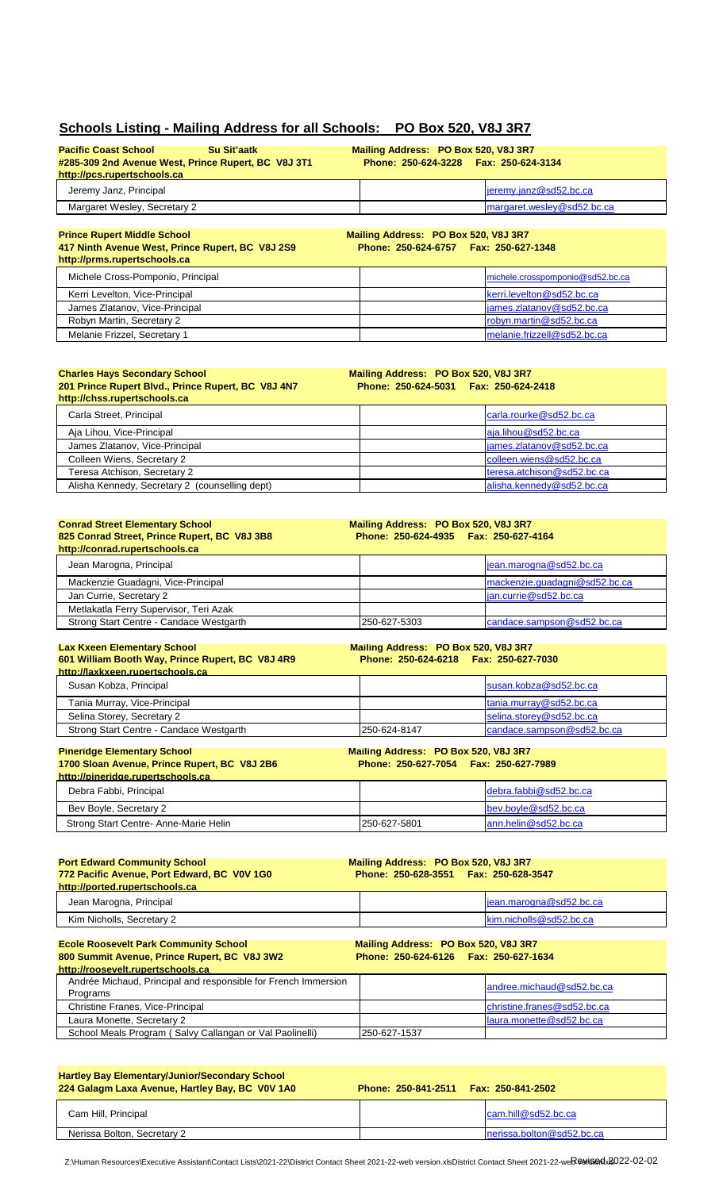## Schools Listing - Mailing Address for all Schools: PO Box 520, V8J 3R7

| **Pacific Coast School** **Su Sit'aatk** **#285-309 2nd Avenue West, Prince Rupert, BC V8J 3T1** **http://pcs.rupertschools.ca** | **Mailing Address: PO Box 520, V8J 3R7** **Phone: 250-624-3228 Fax: 250-624-3134** | |
|---|---|---|
| Jeremy Janz, Principal | | jeremy.janz@sd52.bc.ca |
| Margaret Wesley, Secretary 2 | | margaret.wesley@sd52.bc.ca |

| **Prince Rupert Middle School** **417 Ninth Avenue West, Prince Rupert, BC V8J 2S9** **http://prms.rupertschools.ca** | **Mailing Address: PO Box 520, V8J 3R7** **Phone: 250-624-6757 Fax: 250-627-1348** | |
|---|---|---|
| Michele Cross-Pomponio, Principal | | michele.crosspomponio@sd52.bc.ca |
| Kerri Levelton, Vice-Principal | | kerri.levelton@sd52.bc.ca |
| James Zlatanov, Vice-Principal | | james.zlatanov@sd52.bc.ca |
| Robyn Martin, Secretary 2 | | robyn.martin@sd52.bc.ca |
| Melanie Frizzel, Secretary 1 | | melanie.frizzell@sd52.bc.ca |

| **Charles Hays Secondary School** **201 Prince Rupert Blvd., Prince Rupert, BC V8J 4N7** **http://chss.rupertschools.ca** | **Mailing Address: PO Box 520, V8J 3R7** **Phone: 250-624-5031 Fax: 250-624-2418** | |
|---|---|---|
| Carla Street, Principal | | carla.rourke@sd52.bc.ca |
| Aja Lihou, Vice-Principal | | aja.lihou@sd52.bc.ca |
| James Zlatanov, Vice-Principal | | james.zlatanov@sd52.bc.ca |
| Colleen Wiens, Secretary 2 | | colleen.wiens@sd52.bc.ca |
| Teresa Atchison, Secretary 2 | | teresa.atchison@sd52.bc.ca |
| Alisha Kennedy, Secretary 2 (counselling dept) | | alisha.kennedy@sd52.bc.ca |

| **Conrad Street Elementary School** **825 Conrad Street, Prince Rupert, BC V8J 3B8** **http://conrad.rupertschools.ca** | **Mailing Address: PO Box 520, V8J 3R7** **Phone: 250-624-4935 Fax: 250-627-4164** | |
|---|---|---|
| Jean Marogna, Principal | | jean.marogna@sd52.bc.ca |
| Mackenzie Guadagni, Vice-Principal | | mackenzie.guadagni@sd52.bc.ca |
| Jan Currie, Secretary 2 | | jan.currie@sd52.bc.ca |
| Metlakatla Ferry Supervisor, Teri Azak | | |
| Strong Start Centre - Candace Westgarth | 250-627-5303 | candace.sampson@sd52.bc.ca |

| **Lax Kxeen Elementary School** **601 William Booth Way, Prince Rupert, BC V8J 4R9** **http://laxkxeen.rupertschools.ca** | **Mailing Address: PO Box 520, V8J 3R7** **Phone: 250-624-6218 Fax: 250-627-7030** | |
|---|---|---|
| Susan Kobza, Principal | | susan.kobza@sd52.bc.ca |
| Tania Murray, Vice-Principal | | tania.murray@sd52.bc.ca |
| Selina Storey, Secretary 2 | | selina.storey@sd52.bc.ca |
| Strong Start Centre - Candace Westgarth | 250-624-8147 | candace.sampson@sd52.bc.ca |

| **Pineridge Elementary School** **1700 Sloan Avenue, Prince Rupert, BC V8J 2B6** **http://pineridge.rupertschools.ca** | **Mailing Address: PO Box 520, V8J 3R7** **Phone: 250-627-7054 Fax: 250-627-7989** | |
|---|---|---|
| Debra Fabbi, Principal | | debra.fabbi@sd52.bc.ca |
| Bev Boyle, Secretary 2 | | bev.boyle@sd52.bc.ca |
| Strong Start Centre- Anne-Marie Helin | 250-627-5801 | ann.helin@sd52.bc.ca |

| **Port Edward Community School** **772 Pacific Avenue, Port Edward, BC V0V 1G0** **http://ported.rupertschools.ca** | **Mailing Address: PO Box 520, V8J 3R7** **Phone: 250-628-3551 Fax: 250-628-3547** | |
|---|---|---|
| Jean Marogna, Principal | | jean.marogna@sd52.bc.ca |
| Kim Nicholls, Secretary 2 | | kim.nicholls@sd52.bc.ca |

| **Ecole Roosevelt Park Community School** **800 Summit Avenue, Prince Rupert, BC V8J 3W2** **http://roosevelt.rupertschools.ca** | **Mailing Address: PO Box 520, V8J 3R7** **Phone: 250-624-6126 Fax: 250-627-1634** | |
|---|---|---|
| Andrée Michaud, Principal and responsible for French Immersion Programs | | andree.michaud@sd52.bc.ca |
| Christine Franes, Vice-Principal | | christine.franes@sd52.bc.ca |
| Laura Monette, Secretary 2 | | laura.monette@sd52.bc.ca |
| School Meals Program ( Salvy Callangan or Val Paolinelli) | 250-627-1537 | |

| **Hartley Bay Elementary/Junior/Secondary School** **224 Galagm Laxa Avenue, Hartley Bay, BC V0V 1A0** | **Phone: 250-841-2511 Fax: 250-841-2502** | |
|---|---|---|
| Cam Hill, Principal | | cam.hill@sd52.bc.ca |
| Nerissa Bolton, Secretary 2 | | nerissa.bolton@sd52.bc.ca |

Z:\Human Resources\Executive Assistant\Contact Lists\2021-22\District Contact Sheet 2021-22-web version.xlsDistrict Contact Sheet 2021-22-web version Revised 2022-02-02